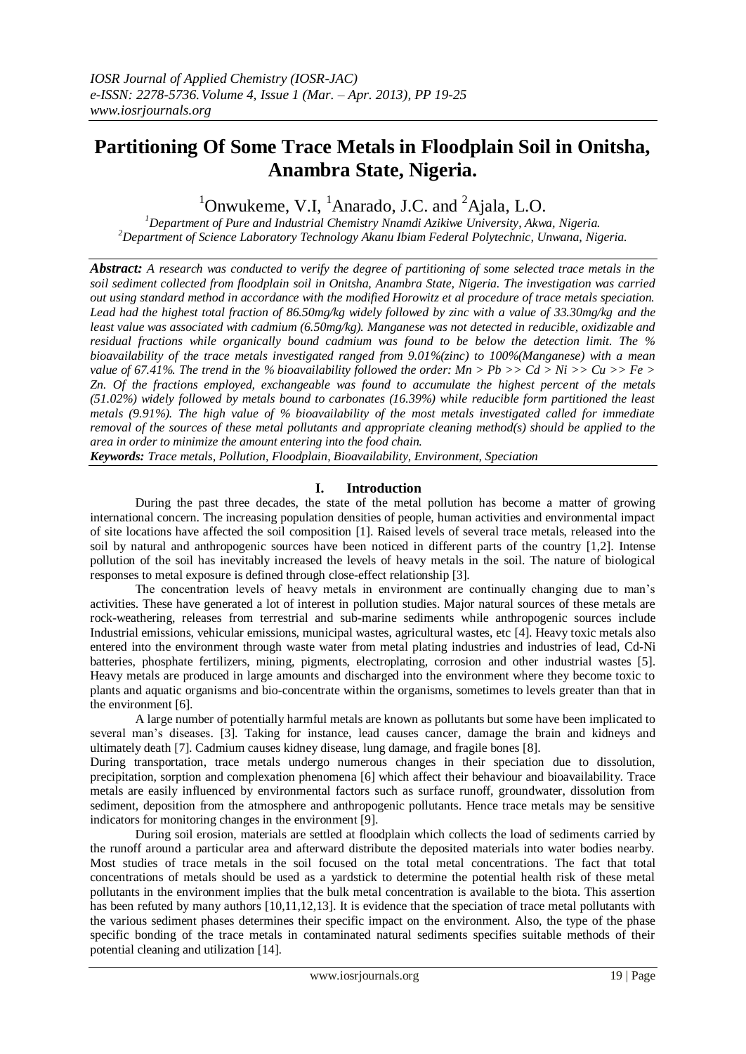# Partitioning Of Some Trace Metals in Floodplain Soil in Onitsha, Anambra State, Nigeria.

[1]Onwukeme, V.I, [1]Anarado, J.C. and [2]Ajala, L.O.

[1]*Department of Pure and Industrial Chemistry Nnamdi Azikiwe University, Akwa, Nigeria.*
[2]*Department of Science Laboratory Technology Akanu Ibiam Federal Polytechnic, Unwana, Nigeria.*

***Abstract:*** *A research was conducted to verify the degree of partitioning of some selected trace metals in the soil sediment collected from floodplain soil in Onitsha, Anambra State, Nigeria. The investigation was carried out using standard method in accordance with the modified Horowitz et al procedure of trace metals speciation. Lead had the highest total fraction of 86.50mg/kg widely followed by zinc with a value of 33.30mg/kg and the least value was associated with cadmium (6.50mg/kg). Manganese was not detected in reducible, oxidizable and residual fractions while organically bound cadmium was found to be below the detection limit. The % bioavailability of the trace metals investigated ranged from 9.01%(zinc) to 100%(Manganese) with a mean value of 67.41%. The trend in the % bioavailability followed the order: Mn > Pb >> Cd > Ni >> Cu >> Fe > Zn. Of the fractions employed, exchangeable was found to accumulate the highest percent of the metals (51.02%) widely followed by metals bound to carbonates (16.39%) while reducible form partitioned the least metals (9.91%). The high value of % bioavailability of the most metals investigated called for immediate removal of the sources of these metal pollutants and appropriate cleaning method(s) should be applied to the area in order to minimize the amount entering into the food chain.*

***Keywords:*** *Trace metals, Pollution, Floodplain, Bioavailability, Environment, Speciation*

## I. Introduction

During the past three decades, the state of the metal pollution has become a matter of growing international concern. The increasing population densities of people, human activities and environmental impact of site locations have affected the soil composition [1]. Raised levels of several trace metals, released into the soil by natural and anthropogenic sources have been noticed in different parts of the country [1,2]. Intense pollution of the soil has inevitably increased the levels of heavy metals in the soil. The nature of biological responses to metal exposure is defined through close-effect relationship [3].

The concentration levels of heavy metals in environment are continually changing due to man's activities. These have generated a lot of interest in pollution studies. Major natural sources of these metals are rock-weathering, releases from terrestrial and sub-marine sediments while anthropogenic sources include Industrial emissions, vehicular emissions, municipal wastes, agricultural wastes, etc [4]. Heavy toxic metals also entered into the environment through waste water from metal plating industries and industries of lead, Cd-Ni batteries, phosphate fertilizers, mining, pigments, electroplating, corrosion and other industrial wastes [5]. Heavy metals are produced in large amounts and discharged into the environment where they become toxic to plants and aquatic organisms and bio-concentrate within the organisms, sometimes to levels greater than that in the environment [6].

A large number of potentially harmful metals are known as pollutants but some have been implicated to several man's diseases. [3]. Taking for instance, lead causes cancer, damage the brain and kidneys and ultimately death [7]. Cadmium causes kidney disease, lung damage, and fragile bones [8].

During transportation, trace metals undergo numerous changes in their speciation due to dissolution, precipitation, sorption and complexation phenomena [6] which affect their behaviour and bioavailability. Trace metals are easily influenced by environmental factors such as surface runoff, groundwater, dissolution from sediment, deposition from the atmosphere and anthropogenic pollutants. Hence trace metals may be sensitive indicators for monitoring changes in the environment [9].

During soil erosion, materials are settled at floodplain which collects the load of sediments carried by the runoff around a particular area and afterward distribute the deposited materials into water bodies nearby. Most studies of trace metals in the soil focused on the total metal concentrations. The fact that total concentrations of metals should be used as a yardstick to determine the potential health risk of these metal pollutants in the environment implies that the bulk metal concentration is available to the biota. This assertion has been refuted by many authors [10,11,12,13]. It is evidence that the speciation of trace metal pollutants with the various sediment phases determines their specific impact on the environment. Also, the type of the phase specific bonding of the trace metals in contaminated natural sediments specifies suitable methods of their potential cleaning and utilization [14].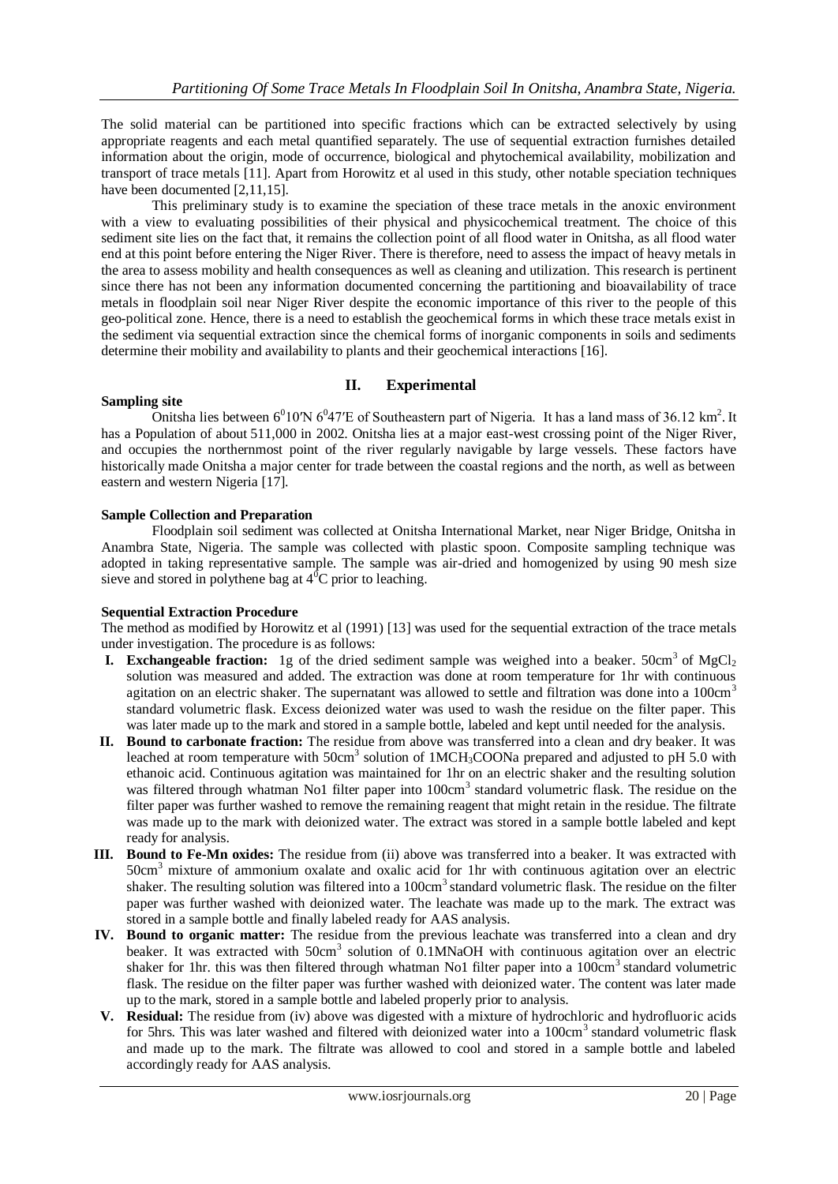The solid material can be partitioned into specific fractions which can be extracted selectively by using appropriate reagents and each metal quantified separately. The use of sequential extraction furnishes detailed information about the origin, mode of occurrence, biological and phytochemical availability, mobilization and transport of trace metals [11]. Apart from Horowitz et al used in this study, other notable speciation techniques have been documented [2,11,15].

This preliminary study is to examine the speciation of these trace metals in the anoxic environment with a view to evaluating possibilities of their physical and physicochemical treatment. The choice of this sediment site lies on the fact that, it remains the collection point of all flood water in Onitsha, as all flood water end at this point before entering the Niger River. There is therefore, need to assess the impact of heavy metals in the area to assess mobility and health consequences as well as cleaning and utilization. This research is pertinent since there has not been any information documented concerning the partitioning and bioavailability of trace metals in floodplain soil near Niger River despite the economic importance of this river to the people of this geo-political zone. Hence, there is a need to establish the geochemical forms in which these trace metals exist in the sediment via sequential extraction since the chemical forms of inorganic components in soils and sediments determine their mobility and availability to plants and their geochemical interactions [16].

## II. Experimental

**Sampling site**

Onitsha lies between $6^0 10'$N $6^0 47'$E of Southeastern part of Nigeria. It has a land mass of 36.12 $km^2$. It has a Population of about 511,000 in 2002. Onitsha lies at a major east-west crossing point of the Niger River, and occupies the northernmost point of the river regularly navigable by large vessels. These factors have historically made Onitsha a major center for trade between the coastal regions and the north, as well as between eastern and western Nigeria [17].

**Sample Collection and Preparation**

Floodplain soil sediment was collected at Onitsha International Market, near Niger Bridge, Onitsha in Anambra State, Nigeria. The sample was collected with plastic spoon. Composite sampling technique was adopted in taking representative sample. The sample was air-dried and homogenized by using 90 mesh size sieve and stored in polythene bag at $4^0$C prior to leaching.

**Sequential Extraction Procedure**

The method as modified by Horowitz et al (1991) [13] was used for the sequential extraction of the trace metals under investigation. The procedure is as follows:

- **I. Exchangeable fraction:** 1g of the dried sediment sample was weighed into a beaker. 50$cm^3$ of $MgCl_2$ solution was measured and added. The extraction was done at room temperature for 1hr with continuous agitation on an electric shaker. The supernatant was allowed to settle and filtration was done into a 100$cm^3$ standard volumetric flask. Excess deionized water was used to wash the residue on the filter paper. This was later made up to the mark and stored in a sample bottle, labeled and kept until needed for the analysis.
- **II. Bound to carbonate fraction:** The residue from above was transferred into a clean and dry beaker. It was leached at room temperature with 50$cm^3$ solution of 1M$CH_3COONa$ prepared and adjusted to pH 5.0 with ethanoic acid. Continuous agitation was maintained for 1hr on an electric shaker and the resulting solution was filtered through whatman No1 filter paper into 100$cm^3$ standard volumetric flask. The residue on the filter paper was further washed to remove the remaining reagent that might retain in the residue. The filtrate was made up to the mark with deionized water. The extract was stored in a sample bottle labeled and kept ready for analysis.
- **III. Bound to Fe-Mn oxides:** The residue from (ii) above was transferred into a beaker. It was extracted with 50$cm^3$ mixture of ammonium oxalate and oxalic acid for 1hr with continuous agitation over an electric shaker. The resulting solution was filtered into a 100$cm^3$ standard volumetric flask. The residue on the filter paper was further washed with deionized water. The leachate was made up to the mark. The extract was stored in a sample bottle and finally labeled ready for AAS analysis.
- **IV. Bound to organic matter:** The residue from the previous leachate was transferred into a clean and dry beaker. It was extracted with 50$cm^3$ solution of 0.1MNaOH with continuous agitation over an electric shaker for 1hr. this was then filtered through whatman No1 filter paper into a 100$cm^3$ standard volumetric flask. The residue on the filter paper was further washed with deionized water. The content was later made up to the mark, stored in a sample bottle and labeled properly prior to analysis.
- **V. Residual:** The residue from (iv) above was digested with a mixture of hydrochloric and hydrofluoric acids for 5hrs. This was later washed and filtered with deionized water into a 100$cm^3$ standard volumetric flask and made up to the mark. The filtrate was allowed to cool and stored in a sample bottle and labeled accordingly ready for AAS analysis.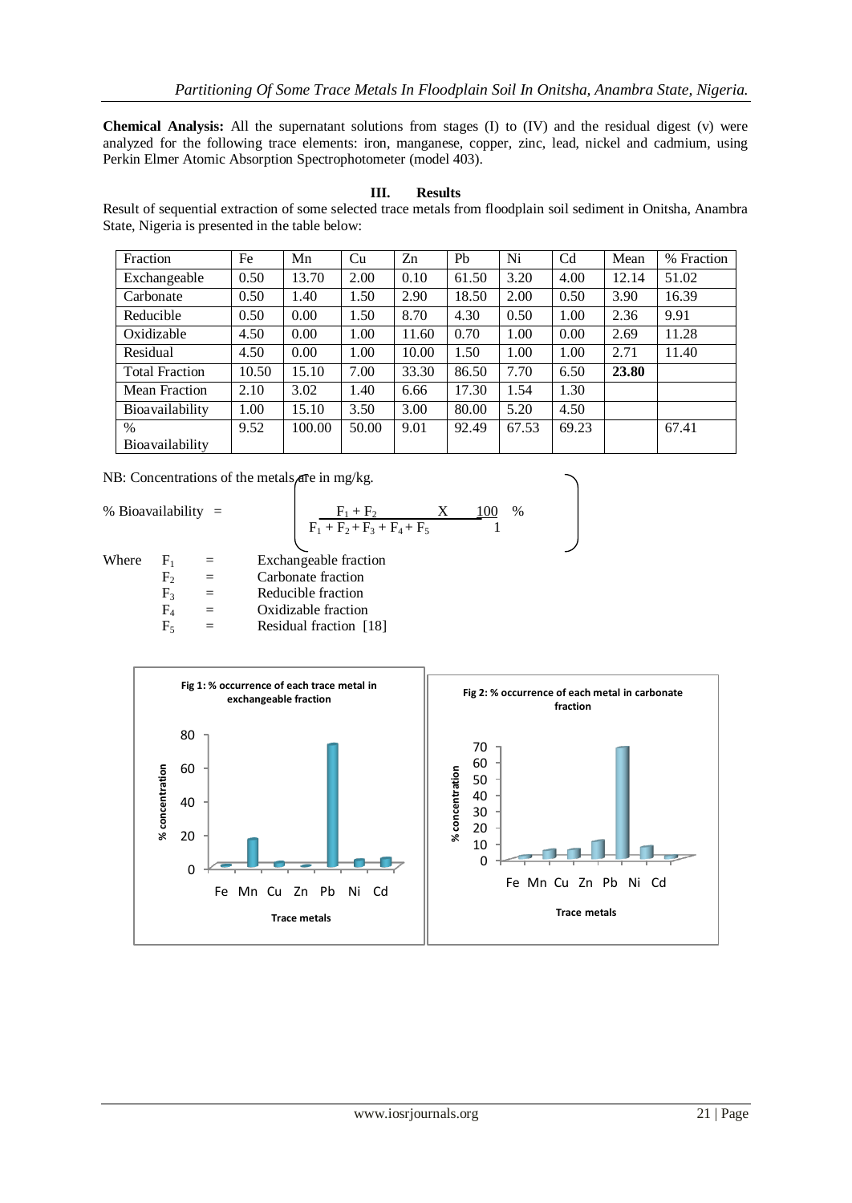**Chemical Analysis:** All the supernatant solutions from stages (I) to (IV) and the residual digest (v) were analyzed for the following trace elements: iron, manganese, copper, zinc, lead, nickel and cadmium, using Perkin Elmer Atomic Absorption Spectrophotometer (model 403).

## III. Results

Result of sequential extraction of some selected trace metals from floodplain soil sediment in Onitsha, Anambra State, Nigeria is presented in the table below:

| Fraction | Fe | Mn | Cu | Zn | Pb | Ni | Cd | Mean | % Fraction |
|---|---|---|---|---|---|---|---|---|---|
| Exchangeable | 0.50 | 13.70 | 2.00 | 0.10 | 61.50 | 3.20 | 4.00 | 12.14 | 51.02 |
| Carbonate | 0.50 | 1.40 | 1.50 | 2.90 | 18.50 | 2.00 | 0.50 | 3.90 | 16.39 |
| Reducible | 0.50 | 0.00 | 1.50 | 8.70 | 4.30 | 0.50 | 1.00 | 2.36 | 9.91 |
| Oxidizable | 4.50 | 0.00 | 1.00 | 11.60 | 0.70 | 1.00 | 0.00 | 2.69 | 11.28 |
| Residual | 4.50 | 0.00 | 1.00 | 10.00 | 1.50 | 1.00 | 1.00 | 2.71 | 11.40 |
| Total Fraction | 10.50 | 15.10 | 7.00 | 33.30 | 86.50 | 7.70 | 6.50 | **23.80** | |
| Mean Fraction | 2.10 | 3.02 | 1.40 | 6.66 | 17.30 | 1.54 | 1.30 | | |
| Bioavailability | 1.00 | 15.10 | 3.50 | 3.00 | 80.00 | 5.20 | 4.50 | | |
| % Bioavailability | 9.52 | 100.00 | 50.00 | 9.01 | 92.49 | 67.53 | 69.23 | | 67.41 |

NB: Concentrations of the metals are in mg/kg.

$$\% \text{ Bioavailability} = \left( \frac{F_1 + F_2}{F_1 + F_2 + F_3 + F_4 + F_5} \times \frac{100}{1} \% \right)$$

Where
$F_1$ = Exchangeable fraction
$F_2$ = Carbonate fraction
$F_3$ = Reducible fraction
$F_4$ = Oxidizable fraction
$F_5$ = Residual fraction [18]

Fig 1: % occurrence of each trace metal in exchangeable fraction

Fig 2: % occurrence of each metal in carbonate fraction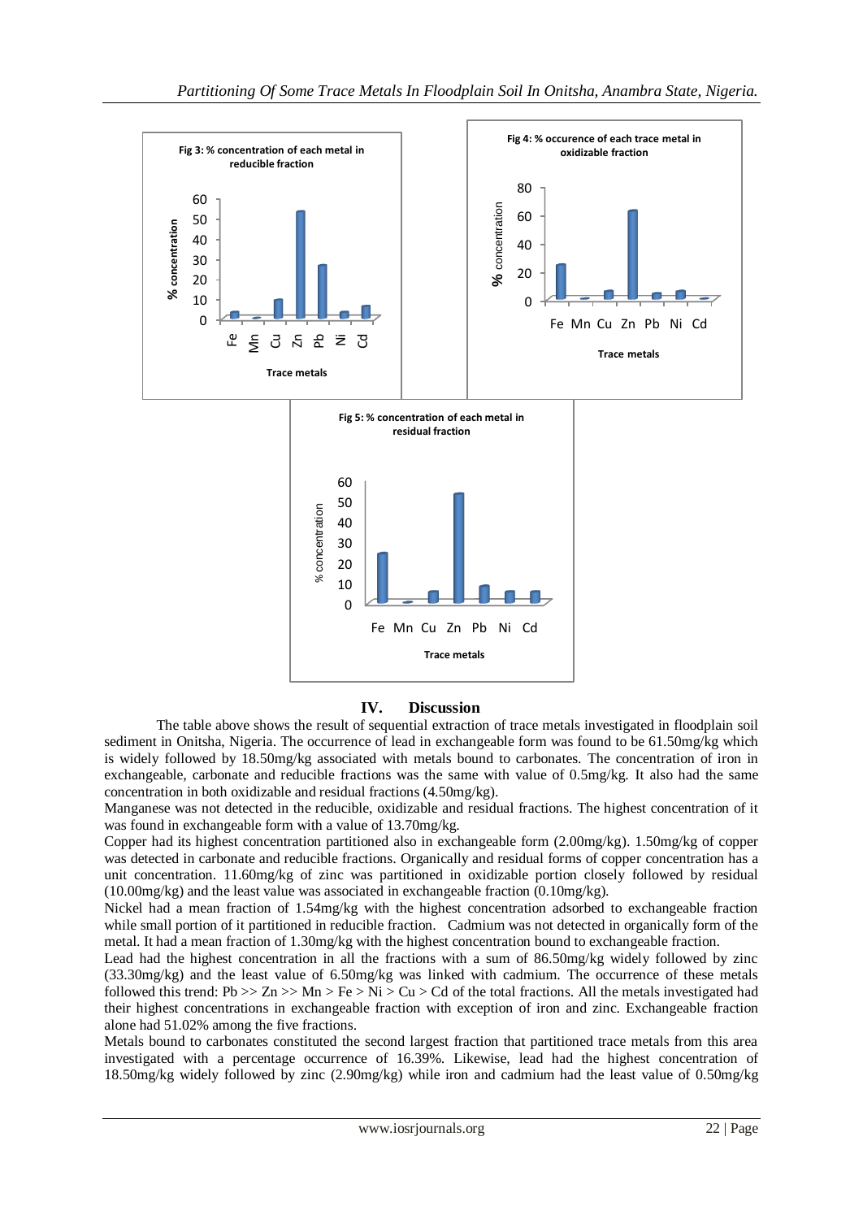Fig 3: % concentration of each metal in reducible fraction

Fig 4: % occurence of each trace metal in oxidizable fraction

Fig 5: % concentration of each metal in residual fraction

## IV. Discussion

The table above shows the result of sequential extraction of trace metals investigated in floodplain soil sediment in Onitsha, Nigeria. The occurrence of lead in exchangeable form was found to be 61.50mg/kg which is widely followed by 18.50mg/kg associated with metals bound to carbonates. The concentration of iron in exchangeable, carbonate and reducible fractions was the same with value of 0.5mg/kg. It also had the same concentration in both oxidizable and residual fractions (4.50mg/kg).

Manganese was not detected in the reducible, oxidizable and residual fractions. The highest concentration of it was found in exchangeable form with a value of 13.70mg/kg.

Copper had its highest concentration partitioned also in exchangeable form (2.00mg/kg). 1.50mg/kg of copper was detected in carbonate and reducible fractions. Organically and residual forms of copper concentration has a unit concentration. 11.60mg/kg of zinc was partitioned in oxidizable portion closely followed by residual (10.00mg/kg) and the least value was associated in exchangeable fraction (0.10mg/kg).

Nickel had a mean fraction of 1.54mg/kg with the highest concentration adsorbed to exchangeable fraction while small portion of it partitioned in reducible fraction. Cadmium was not detected in organically form of the metal. It had a mean fraction of 1.30mg/kg with the highest concentration bound to exchangeable fraction.

Lead had the highest concentration in all the fractions with a sum of 86.50mg/kg widely followed by zinc (33.30mg/kg) and the least value of 6.50mg/kg was linked with cadmium. The occurrence of these metals followed this trend: Pb >> Zn >> Mn > Fe > Ni > Cu > Cd of the total fractions. All the metals investigated had their highest concentrations in exchangeable fraction with exception of iron and zinc. Exchangeable fraction alone had 51.02% among the five fractions.

Metals bound to carbonates constituted the second largest fraction that partitioned trace metals from this area investigated with a percentage occurrence of 16.39%. Likewise, lead had the highest concentration of 18.50mg/kg widely followed by zinc (2.90mg/kg) while iron and cadmium had the least value of 0.50mg/kg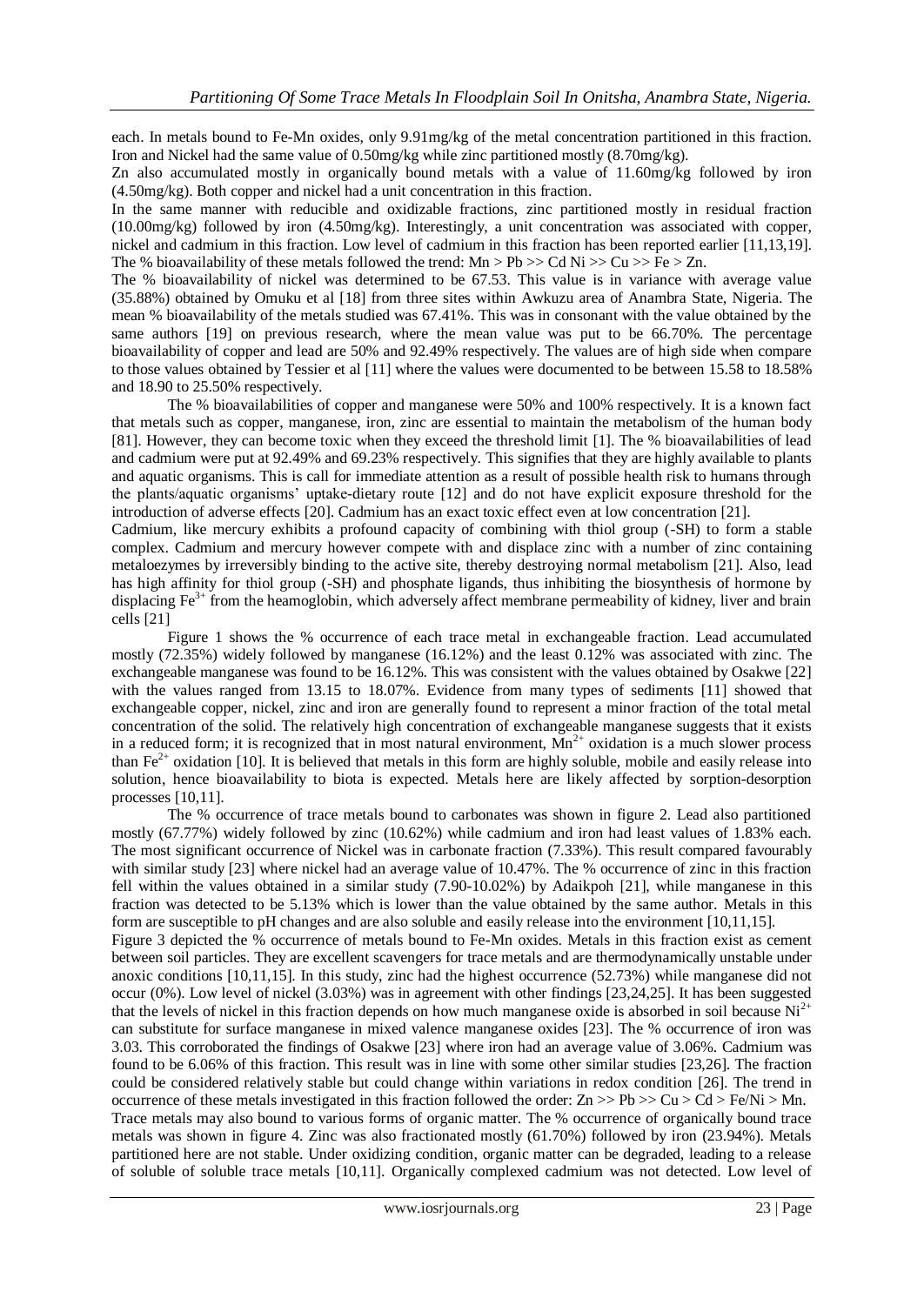each. In metals bound to Fe-Mn oxides, only 9.91mg/kg of the metal concentration partitioned in this fraction. Iron and Nickel had the same value of 0.50mg/kg while zinc partitioned mostly (8.70mg/kg).

Zn also accumulated mostly in organically bound metals with a value of 11.60mg/kg followed by iron (4.50mg/kg). Both copper and nickel had a unit concentration in this fraction.

In the same manner with reducible and oxidizable fractions, zinc partitioned mostly in residual fraction (10.00mg/kg) followed by iron (4.50mg/kg). Interestingly, a unit concentration was associated with copper, nickel and cadmium in this fraction. Low level of cadmium in this fraction has been reported earlier [11,13,19]. The % bioavailability of these metals followed the trend: Mn > Pb >> Cd Ni >> Cu >> Fe > Zn.

The % bioavailability of nickel was determined to be 67.53. This value is in variance with average value (35.88%) obtained by Omuku et al [18] from three sites within Awkuzu area of Anambra State, Nigeria. The mean % bioavailability of the metals studied was 67.41%. This was in consonant with the value obtained by the same authors [19] on previous research, where the mean value was put to be 66.70%. The percentage bioavailability of copper and lead are 50% and 92.49% respectively. The values are of high side when compare to those values obtained by Tessier et al [11] where the values were documented to be between 15.58 to 18.58% and 18.90 to 25.50% respectively.

The % bioavailabilities of copper and manganese were 50% and 100% respectively. It is a known fact that metals such as copper, manganese, iron, zinc are essential to maintain the metabolism of the human body [81]. However, they can become toxic when they exceed the threshold limit [1]. The % bioavailabilities of lead and cadmium were put at 92.49% and 69.23% respectively. This signifies that they are highly available to plants and aquatic organisms. This is call for immediate attention as a result of possible health risk to humans through the plants/aquatic organisms' uptake-dietary route [12] and do not have explicit exposure threshold for the introduction of adverse effects [20]. Cadmium has an exact toxic effect even at low concentration [21].

Cadmium, like mercury exhibits a profound capacity of combining with thiol group (-SH) to form a stable complex. Cadmium and mercury however compete with and displace zinc with a number of zinc containing metaloezymes by irreversibly binding to the active site, thereby destroying normal metabolism [21]. Also, lead has high affinity for thiol group (-SH) and phosphate ligands, thus inhibiting the biosynthesis of hormone by displacing $Fe^{3+}$ from the heamoglobin, which adversely affect membrane permeability of kidney, liver and brain cells [21]

Figure 1 shows the % occurrence of each trace metal in exchangeable fraction. Lead accumulated mostly (72.35%) widely followed by manganese (16.12%) and the least 0.12% was associated with zinc. The exchangeable manganese was found to be 16.12%. This was consistent with the values obtained by Osakwe [22] with the values ranged from 13.15 to 18.07%. Evidence from many types of sediments [11] showed that exchangeable copper, nickel, zinc and iron are generally found to represent a minor fraction of the total metal concentration of the solid. The relatively high concentration of exchangeable manganese suggests that it exists in a reduced form; it is recognized that in most natural environment, $Mn^{2+}$ oxidation is a much slower process than $Fe^{2+}$ oxidation [10]. It is believed that metals in this form are highly soluble, mobile and easily release into solution, hence bioavailability to biota is expected. Metals here are likely affected by sorption-desorption processes [10,11].

The % occurrence of trace metals bound to carbonates was shown in figure 2. Lead also partitioned mostly (67.77%) widely followed by zinc (10.62%) while cadmium and iron had least values of 1.83% each. The most significant occurrence of Nickel was in carbonate fraction (7.33%). This result compared favourably with similar study [23] where nickel had an average value of 10.47%. The % occurrence of zinc in this fraction fell within the values obtained in a similar study (7.90-10.02%) by Adaikpoh [21], while manganese in this fraction was detected to be 5.13% which is lower than the value obtained by the same author. Metals in this form are susceptible to pH changes and are also soluble and easily release into the environment [10,11,15].

Figure 3 depicted the % occurrence of metals bound to Fe-Mn oxides. Metals in this fraction exist as cement between soil particles. They are excellent scavengers for trace metals and are thermodynamically unstable under anoxic conditions [10,11,15]. In this study, zinc had the highest occurrence (52.73%) while manganese did not occur (0%). Low level of nickel (3.03%) was in agreement with other findings [23,24,25]. It has been suggested that the levels of nickel in this fraction depends on how much manganese oxide is absorbed in soil because $Ni^{2+}$ can substitute for surface manganese in mixed valence manganese oxides [23]. The % occurrence of iron was 3.03. This corroborated the findings of Osakwe [23] where iron had an average value of 3.06%. Cadmium was found to be 6.06% of this fraction. This result was in line with some other similar studies [23,26]. The fraction could be considered relatively stable but could change within variations in redox condition [26]. The trend in occurrence of these metals investigated in this fraction followed the order: Zn >> Pb >> Cu > Cd > Fe/Ni > Mn.

Trace metals may also bound to various forms of organic matter. The % occurrence of organically bound trace metals was shown in figure 4. Zinc was also fractionated mostly (61.70%) followed by iron (23.94%). Metals partitioned here are not stable. Under oxidizing condition, organic matter can be degraded, leading to a release of soluble of soluble trace metals [10,11]. Organically complexed cadmium was not detected. Low level of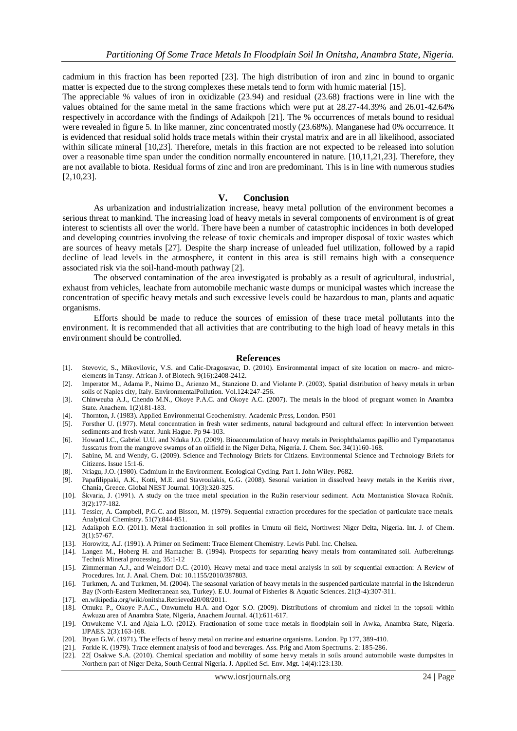cadmium in this fraction has been reported [23]. The high distribution of iron and zinc in bound to organic matter is expected due to the strong complexes these metals tend to form with humic material [15].

The appreciable % values of iron in oxidizable (23.94) and residual (23.68) fractions were in line with the values obtained for the same metal in the same fractions which were put at 28.27-44.39% and 26.01-42.64% respectively in accordance with the findings of Adaikpoh [21]. The % occurrences of metals bound to residual were revealed in figure 5. In like manner, zinc concentrated mostly (23.68%). Manganese had 0% occurrence. It is evidenced that residual solid holds trace metals within their crystal matrix and are in all likelihood, associated within silicate mineral [10,23]. Therefore, metals in this fraction are not expected to be released into solution over a reasonable time span under the condition normally encountered in nature. [10,11,21,23]. Therefore, they are not available to biota. Residual forms of zinc and iron are predominant. This is in line with numerous studies [2,10,23].

## V. Conclusion

As urbanization and industrialization increase, heavy metal pollution of the environment becomes a serious threat to mankind. The increasing load of heavy metals in several components of environment is of great interest to scientists all over the world. There have been a number of catastrophic incidences in both developed and developing countries involving the release of toxic chemicals and improper disposal of toxic wastes which are sources of heavy metals [27]. Despite the sharp increase of unleaded fuel utilization, followed by a rapid decline of lead levels in the atmosphere, it content in this area is still remains high with a consequence associated risk via the soil-hand-mouth pathway [2].

The observed contamination of the area investigated is probably as a result of agricultural, industrial, exhaust from vehicles, leachate from automobile mechanic waste dumps or municipal wastes which increase the concentration of specific heavy metals and such excessive levels could be hazardous to man, plants and aquatic organisms.

Efforts should be made to reduce the sources of emission of these trace metal pollutants into the environment. It is recommended that all activities that are contributing to the high load of heavy metals in this environment should be controlled.

## References

[1]. Stevovic, S., Mikovilovic, V.S. and Calic-Dragosavac, D. (2010). Environmental impact of site location on macro- and micro-elements in Tansy. African J. of Biotech. 9(16):2408-2412.

[2]. Imperator M., Adama P., Naimo D., Arienzo M., Stanzione D. and Violante P. (2003). Spatial distribution of heavy metals in urban soils of Naples city, Italy. EnvironmentalPollution. Vol.124:247-256.

[3]. Chinweuba A.J., Chendo M.N., Okoye P.A.C. and Okoye A.C. (2007). The metals in the blood of pregnant women in Anambra State. Anachem. 1(2)181-183.

[4]. Thornton, J. (1983). Applied Environmental Geochemistry. Academic Press, London. P501

[5]. Forsther U. (1977). Metal concentration in fresh water sediments, natural background and cultural effect: In intervention between sediments and fresh water. Junk Hague. Pp 94-103.

[6]. Howard I.C., Gabriel U.U. and Nduka J.O. (2009). Bioaccumulation of heavy metals in Periophthalamus papillio and Tympanotanus fusscatus from the mangrove swamps of an oilfield in the Niger Delta, Nigeria. J. Chem. Soc. 34(1)160-168.

[7]. Sabine, M. and Wendy, G. (2009). Science and Technology Briefs for Citizens. Environmental Science and Technology Briefs for Citizens. Issue 15:1-6.

[8]. Nriagu, J.O. (1980). Cadmium in the Environment. Ecological Cycling. Part 1. John Wiley. P682.

[9]. Papafilippaki, A.K., Kotti, M.E. and Stavroulakis, G.G. (2008). Sesonal variation in dissolved heavy metals in the Keritis river, Chania, Greece. Global NEST Journal. 10(3):320-325.

[10]. Škvaria, J. (1991). A study on the trace metal speciation in the Ružin reserviour sediment. Acta Montanistica Slovaca Ročnik. 3(2):177-182.

[11]. Tessier, A. Campbell, P.G.C. and Bisson, M. (1979). Sequential extraction procedures for the speciation of particulate trace metals. Analytical Chemistry. 51(7):844-851.

[12]. Adaikpoh E.O. (2011). Metal fractionation in soil profiles in Umutu oil field, Northwest Niger Delta, Nigeria. Int. J. of Chem. 3(1):57-67.

[13]. Horowitz, A.J. (1991). A Primer on Sediment: Trace Element Chemistry. Lewis Publ. Inc. Chelsea.

[14]. Langen M., Hoberg H. and Hamacher B. (1994). Prospects for separating heavy metals from contaminated soil. Aufbereitungs Technik Mineral processing. 35:1-12

[15]. Zimmerman A.J., and Weindorf D.C. (2010). Heavy metal and trace metal analysis in soil by sequential extraction: A Review of Procedures. Int. J. Anal. Chem. Doi: 10.1155/2010/387803.

[16]. Turkmen, A. and Turkmen, M. (2004). The seasonal variation of heavy metals in the suspended particulate material in the Iskenderun Bay (North-Eastern Mediterranean sea, Turkey). E.U. Journal of Fisheries & Aquatic Sciences. 21(3-4):307-311.

[17]. en.wikipedia.org/wiki/onitsha.Retrieved20/08/2011.

[18]. Omuku P., Okoye P.A.C., Onwumelu H.A. and Ogor S.O. (2009). Distributions of chromium and nickel in the topsoil within Awkuzu area of Anambra State, Nigeria, Anachem Journal. 4(1):611-617.

[19]. Onwukeme V.I. and Ajala L.O. (2012). Fractionation of some trace metals in floodplain soil in Awka, Anambra State, Nigeria. IJPAES. 2(3):163-168.

[20]. Bryan G.W. (1971). The effects of heavy metal on marine and estuarine organisms. London. Pp 177, 389-410.

[21]. Forkle K. (1979). Trace elemnent analysis of food and beverages. Ass. Prig and Atom Spectrums. 2: 185-286.

[22]. 22[ Osakwe S.A. (2010). Chemical speciation and mobility of some heavy metals in soils around automobile waste dumpsites in Northern part of Niger Delta, South Central Nigeria. J. Applied Sci. Env. Mgt. 14(4):123:130.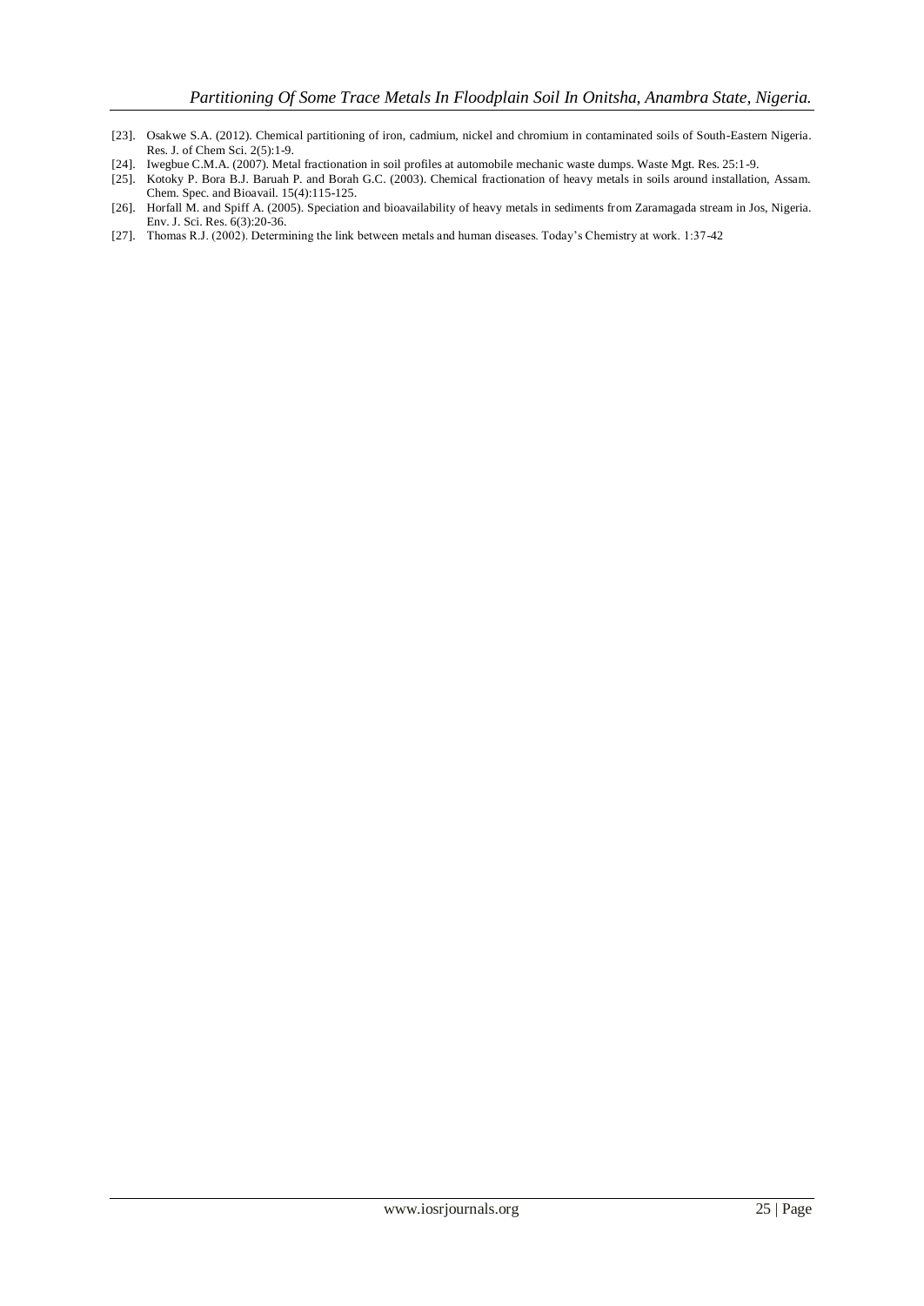[23]. Osakwe S.A. (2012). Chemical partitioning of iron, cadmium, nickel and chromium in contaminated soils of South-Eastern Nigeria. Res. J. of Chem Sci. 2(5):1-9.

[24]. Iwegbue C.M.A. (2007). Metal fractionation in soil profiles at automobile mechanic waste dumps. Waste Mgt. Res. 25:1-9.

[25]. Kotoky P. Bora B.J. Baruah P. and Borah G.C. (2003). Chemical fractionation of heavy metals in soils around installation, Assam. Chem. Spec. and Bioavail. 15(4):115-125.

[26]. Horfall M. and Spiff A. (2005). Speciation and bioavailability of heavy metals in sediments from Zaramagada stream in Jos, Nigeria. Env. J. Sci. Res. 6(3):20-36.

[27]. Thomas R.J. (2002). Determining the link between metals and human diseases. Today's Chemistry at work. 1:37-42